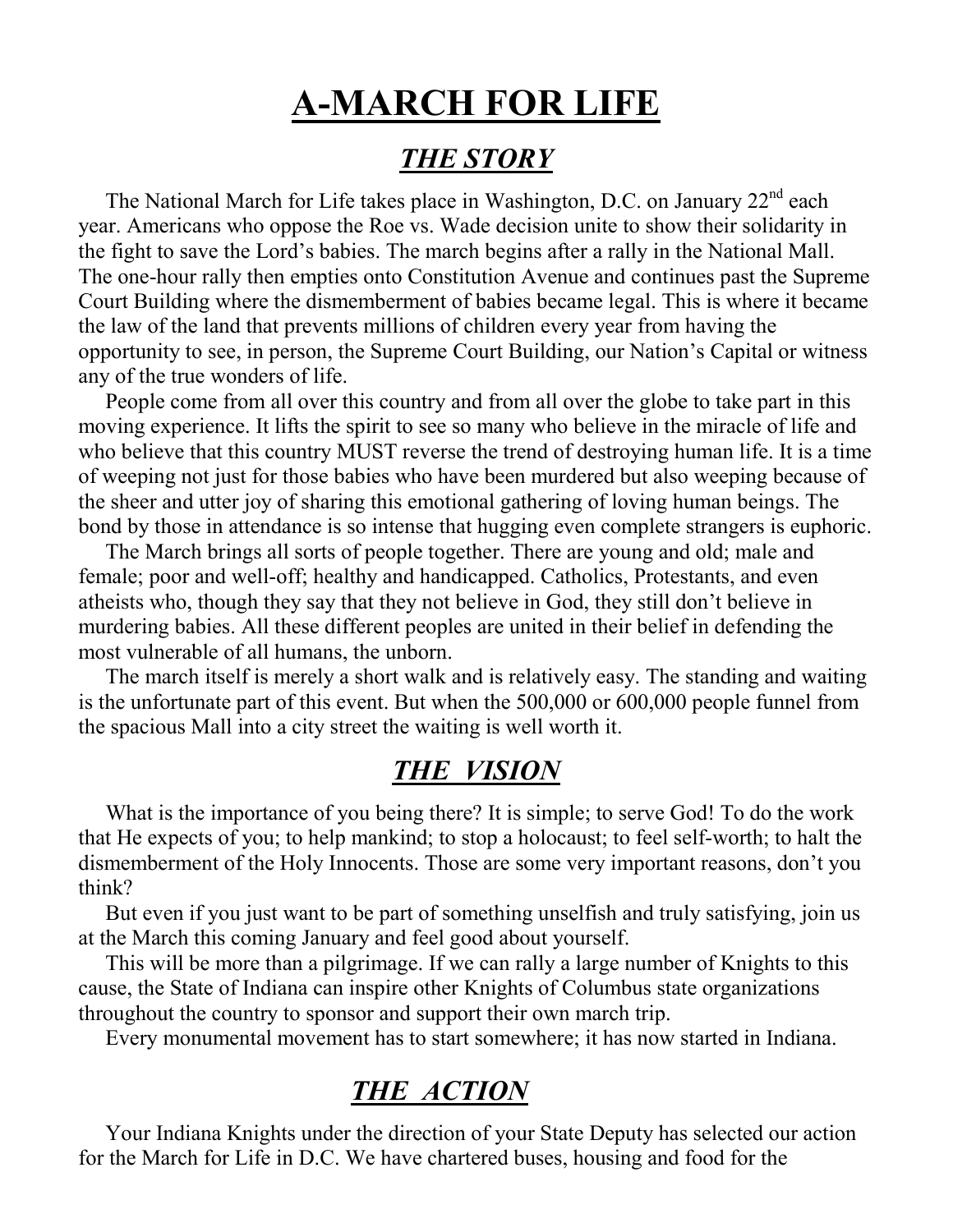# A-MARCH FOR LIFE

## *THE STORY*

The National March for Life takes place in Washington, D.C. on January 22[nd] each year. Americans who oppose the Roe vs. Wade decision unite to show their solidarity in the fight to save the Lord's babies. The march begins after a rally in the National Mall. The one-hour rally then empties onto Constitution Avenue and continues past the Supreme Court Building where the dismemberment of babies became legal. This is where it became the law of the land that prevents millions of children every year from having the opportunity to see, in person, the Supreme Court Building, our Nation's Capital or witness any of the true wonders of life.

People come from all over this country and from all over the globe to take part in this moving experience. It lifts the spirit to see so many who believe in the miracle of life and who believe that this country MUST reverse the trend of destroying human life. It is a time of weeping not just for those babies who have been murdered but also weeping because of the sheer and utter joy of sharing this emotional gathering of loving human beings. The bond by those in attendance is so intense that hugging even complete strangers is euphoric.

The March brings all sorts of people together. There are young and old; male and female; poor and well-off; healthy and handicapped. Catholics, Protestants, and even atheists who, though they say that they not believe in God, they still don't believe in murdering babies. All these different peoples are united in their belief in defending the most vulnerable of all humans, the unborn.

The march itself is merely a short walk and is relatively easy. The standing and waiting is the unfortunate part of this event. But when the 500,000 or 600,000 people funnel from the spacious Mall into a city street the waiting is well worth it.

## *THE VISION*

What is the importance of you being there? It is simple; to serve God! To do the work that He expects of you; to help mankind; to stop a holocaust; to feel self-worth; to halt the dismemberment of the Holy Innocents. Those are some very important reasons, don't you think?

But even if you just want to be part of something unselfish and truly satisfying, join us at the March this coming January and feel good about yourself.

This will be more than a pilgrimage. If we can rally a large number of Knights to this cause, the State of Indiana can inspire other Knights of Columbus state organizations throughout the country to sponsor and support their own march trip.

Every monumental movement has to start somewhere; it has now started in Indiana.

## *THE ACTION*

Your Indiana Knights under the direction of your State Deputy has selected our action for the March for Life in D.C. We have chartered buses, housing and food for the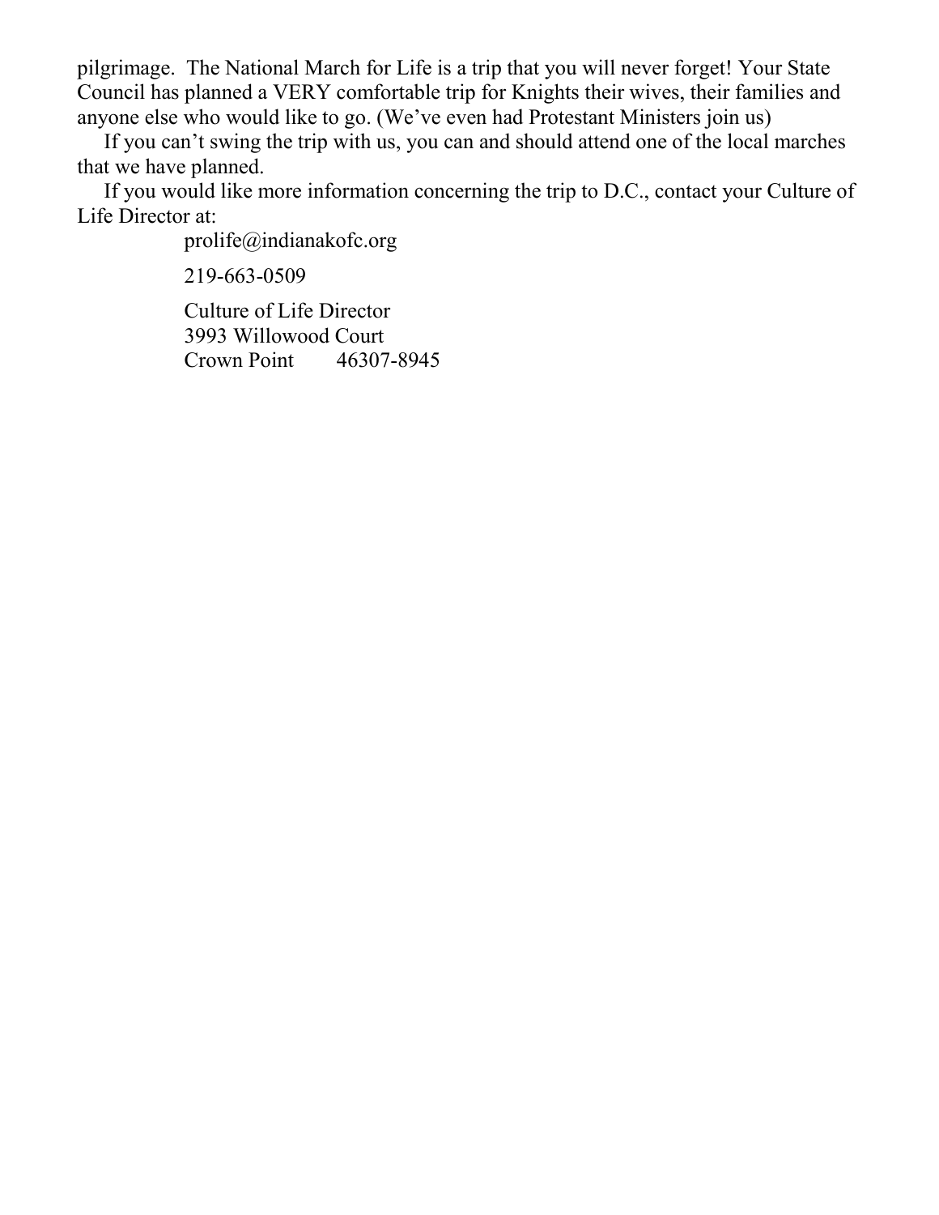pilgrimage. The National March for Life is a trip that you will never forget! Your State Council has planned a VERY comfortable trip for Knights their wives, their families and anyone else who would like to go. (We've even had Protestant Ministers join us)

If you can't swing the trip with us, you can and should attend one of the local marches that we have planned.

If you would like more information concerning the trip to D.C., contact your Culture of Life Director at:

prolife@indianakofc.org

219-663-0509

Culture of Life Director
3993 Willowood Court
Crown Point 46307-8945